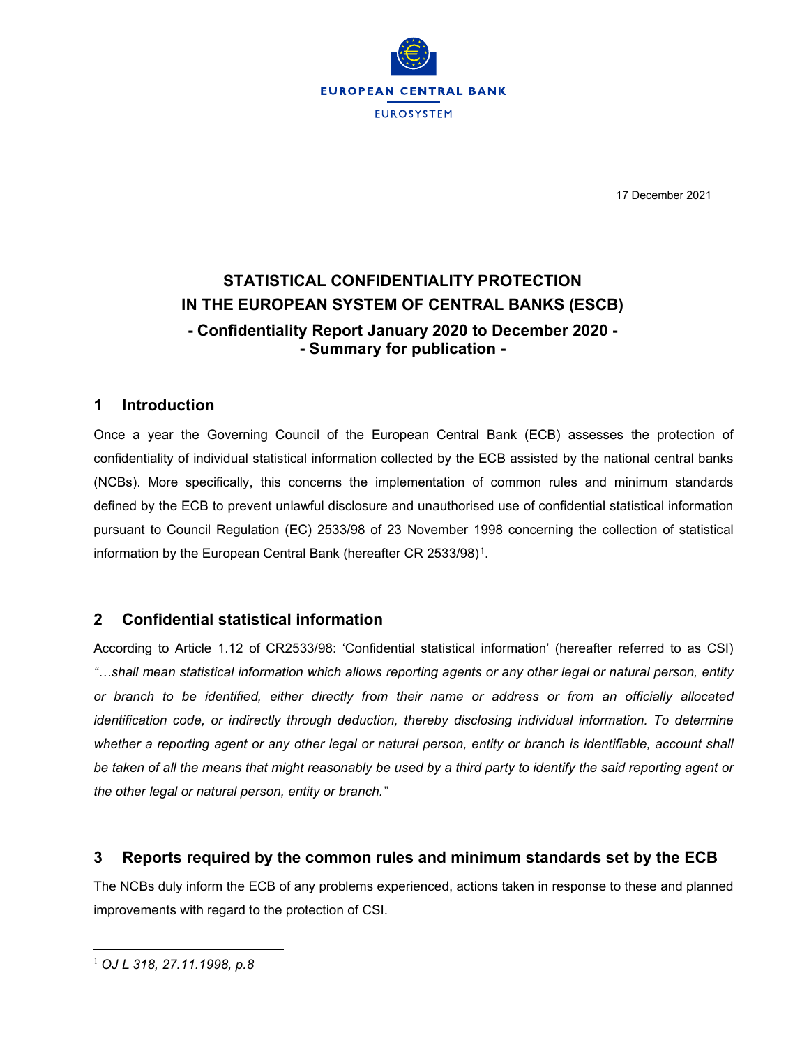EUROPEAN CENTRAL BANK

EUROSYSTEM

17 December 2021

# STATISTICAL CONFIDENTIALITY PROTECTION IN THE EUROPEAN SYSTEM OF CENTRAL BANKS (ESCB)

## - Confidentiality Report January 2020 to December 2020 - - Summary for publication -

## 1 Introduction

Once a year the Governing Council of the European Central Bank (ECB) assesses the protection of confidentiality of individual statistical information collected by the ECB assisted by the national central banks (NCBs). More specifically, this concerns the implementation of common rules and minimum standards defined by the ECB to prevent unlawful disclosure and unauthorised use of confidential statistical information pursuant to Council Regulation (EC) 2533/98 of 23 November 1998 concerning the collection of statistical information by the European Central Bank (hereafter CR 2533/98)[1].

## 2 Confidential statistical information

According to Article 1.12 of CR2533/98: 'Confidential statistical information' (hereafter referred to as CSI) *"…shall mean statistical information which allows reporting agents or any other legal or natural person, entity or branch to be identified, either directly from their name or address or from an officially allocated identification code, or indirectly through deduction, thereby disclosing individual information. To determine whether a reporting agent or any other legal or natural person, entity or branch is identifiable, account shall be taken of all the means that might reasonably be used by a third party to identify the said reporting agent or the other legal or natural person, entity or branch."*

## 3 Reports required by the common rules and minimum standards set by the ECB

The NCBs duly inform the ECB of any problems experienced, actions taken in response to these and planned improvements with regard to the protection of CSI.

---

[1] *OJ L 318, 27.11.1998, p.8*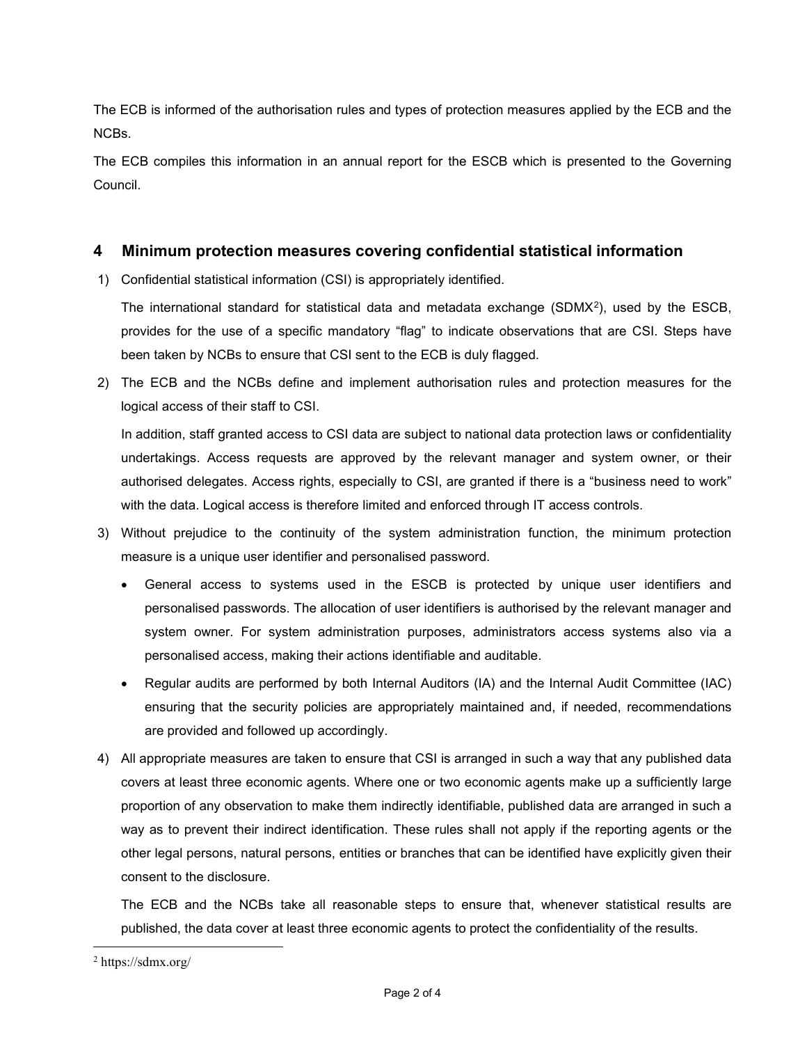The ECB is informed of the authorisation rules and types of protection measures applied by the ECB and the NCBs.

The ECB compiles this information in an annual report for the ESCB which is presented to the Governing Council.

## 4 Minimum protection measures covering confidential statistical information

1) Confidential statistical information (CSI) is appropriately identified.

   The international standard for statistical data and metadata exchange (SDMX[2]), used by the ESCB, provides for the use of a specific mandatory "flag" to indicate observations that are CSI. Steps have been taken by NCBs to ensure that CSI sent to the ECB is duly flagged.

2) The ECB and the NCBs define and implement authorisation rules and protection measures for the logical access of their staff to CSI.

   In addition, staff granted access to CSI data are subject to national data protection laws or confidentiality undertakings. Access requests are approved by the relevant manager and system owner, or their authorised delegates. Access rights, especially to CSI, are granted if there is a "business need to work" with the data. Logical access is therefore limited and enforced through IT access controls.

3) Without prejudice to the continuity of the system administration function, the minimum protection measure is a unique user identifier and personalised password.

   - General access to systems used in the ESCB is protected by unique user identifiers and personalised passwords. The allocation of user identifiers is authorised by the relevant manager and system owner. For system administration purposes, administrators access systems also via a personalised access, making their actions identifiable and auditable.
   - Regular audits are performed by both Internal Auditors (IA) and the Internal Audit Committee (IAC) ensuring that the security policies are appropriately maintained and, if needed, recommendations are provided and followed up accordingly.

4) All appropriate measures are taken to ensure that CSI is arranged in such a way that any published data covers at least three economic agents. Where one or two economic agents make up a sufficiently large proportion of any observation to make them indirectly identifiable, published data are arranged in such a way as to prevent their indirect identification. These rules shall not apply if the reporting agents or the other legal persons, natural persons, entities or branches that can be identified have explicitly given their consent to the disclosure.

   The ECB and the NCBs take all reasonable steps to ensure that, whenever statistical results are published, the data cover at least three economic agents to protect the confidentiality of the results.

---

[2] https://sdmx.org/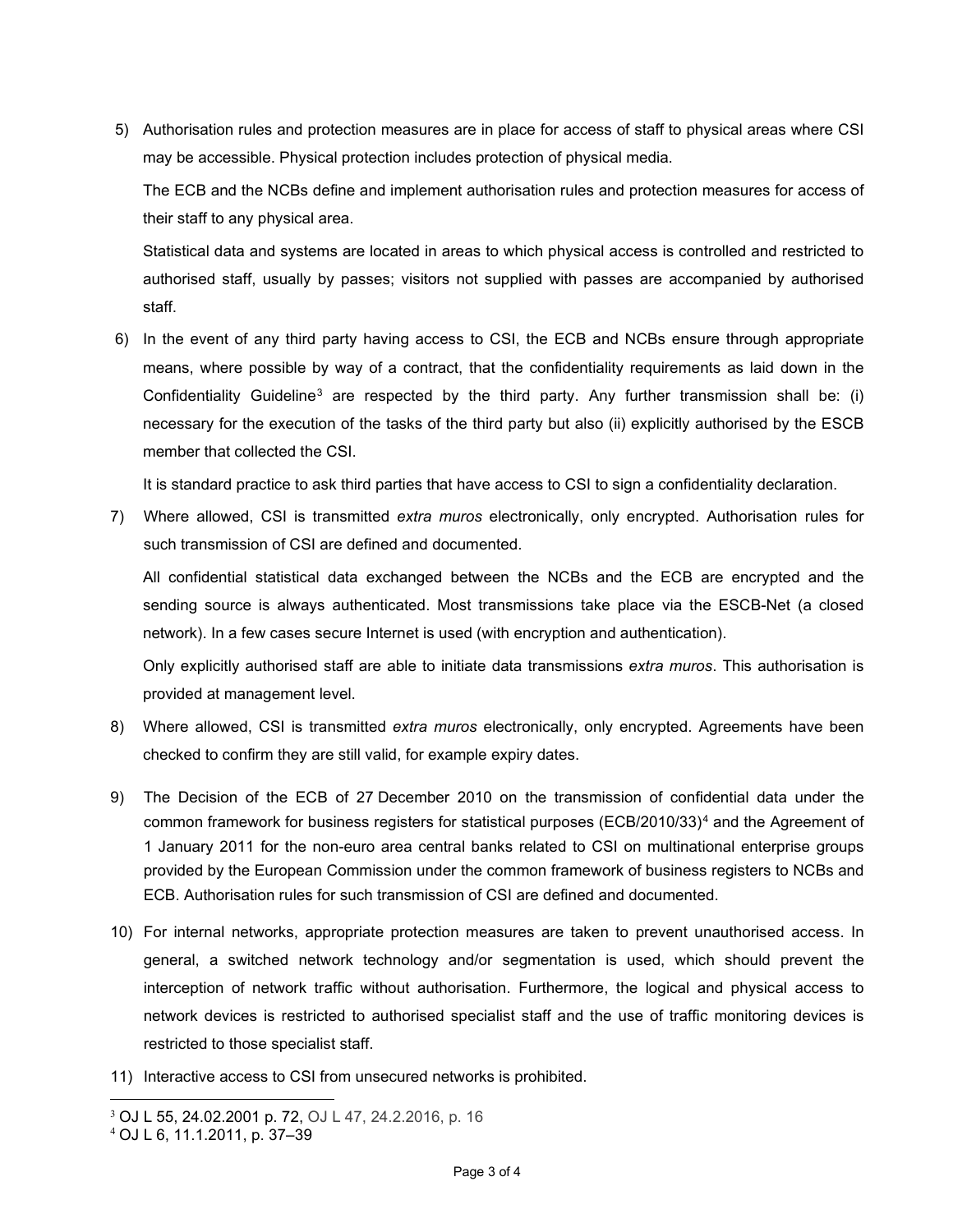5) Authorisation rules and protection measures are in place for access of staff to physical areas where CSI may be accessible. Physical protection includes protection of physical media.

   The ECB and the NCBs define and implement authorisation rules and protection measures for access of their staff to any physical area.

   Statistical data and systems are located in areas to which physical access is controlled and restricted to authorised staff, usually by passes; visitors not supplied with passes are accompanied by authorised staff.

6) In the event of any third party having access to CSI, the ECB and NCBs ensure through appropriate means, where possible by way of a contract, that the confidentiality requirements as laid down in the Confidentiality Guideline[3] are respected by the third party. Any further transmission shall be: (i) necessary for the execution of the tasks of the third party but also (ii) explicitly authorised by the ESCB member that collected the CSI.

   It is standard practice to ask third parties that have access to CSI to sign a confidentiality declaration.

7) Where allowed, CSI is transmitted *extra muros* electronically, only encrypted. Authorisation rules for such transmission of CSI are defined and documented.

   All confidential statistical data exchanged between the NCBs and the ECB are encrypted and the sending source is always authenticated. Most transmissions take place via the ESCB-Net (a closed network). In a few cases secure Internet is used (with encryption and authentication).

   Only explicitly authorised staff are able to initiate data transmissions *extra muros*. This authorisation is provided at management level.

8) Where allowed, CSI is transmitted *extra muros* electronically, only encrypted. Agreements have been checked to confirm they are still valid, for example expiry dates.

9) The Decision of the ECB of 27 December 2010 on the transmission of confidential data under the common framework for business registers for statistical purposes (ECB/2010/33)[4] and the Agreement of 1 January 2011 for the non-euro area central banks related to CSI on multinational enterprise groups provided by the European Commission under the common framework of business registers to NCBs and ECB. Authorisation rules for such transmission of CSI are defined and documented.

10) For internal networks, appropriate protection measures are taken to prevent unauthorised access. In general, a switched network technology and/or segmentation is used, which should prevent the interception of network traffic without authorisation. Furthermore, the logical and physical access to network devices is restricted to authorised specialist staff and the use of traffic monitoring devices is restricted to those specialist staff.

11) Interactive access to CSI from unsecured networks is prohibited.

---

[3] OJ L 55, 24.02.2001 p. 72, OJ L 47, 24.2.2016, p. 16

[4] OJ L 6, 11.1.2011, p. 37–39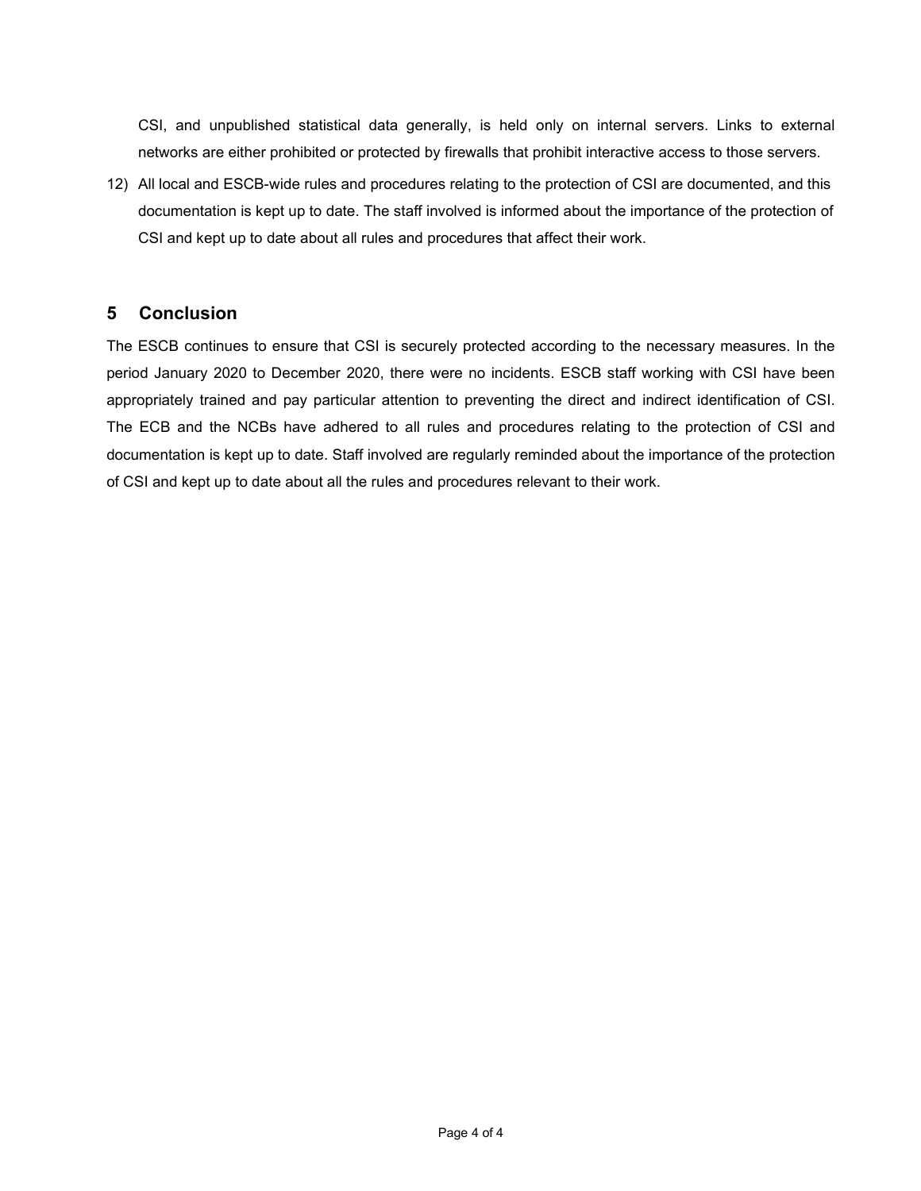CSI, and unpublished statistical data generally, is held only on internal servers. Links to external networks are either prohibited or protected by firewalls that prohibit interactive access to those servers.

12) All local and ESCB-wide rules and procedures relating to the protection of CSI are documented, and this documentation is kept up to date. The staff involved is informed about the importance of the protection of CSI and kept up to date about all rules and procedures that affect their work.

## 5 Conclusion

The ESCB continues to ensure that CSI is securely protected according to the necessary measures. In the period January 2020 to December 2020, there were no incidents. ESCB staff working with CSI have been appropriately trained and pay particular attention to preventing the direct and indirect identification of CSI. The ECB and the NCBs have adhered to all rules and procedures relating to the protection of CSI and documentation is kept up to date. Staff involved are regularly reminded about the importance of the protection of CSI and kept up to date about all the rules and procedures relevant to their work.